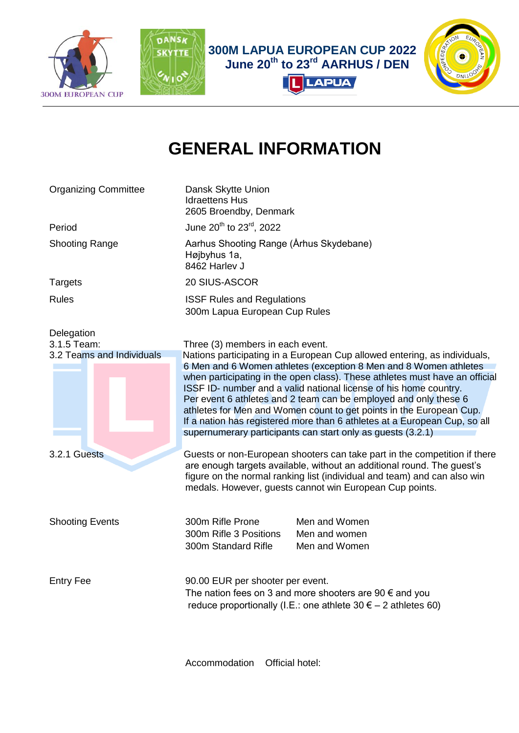# 300M LAPUA EUROPEAN CUP 2022

**June 20th to 23rd AARHUS / DEN**

# GENERAL INFORMATION

| | |
|---|---|
| Organizing Committee | Dansk Skytte Union<br>Idraettens Hus<br>2605 Broendby, Denmark |
| Period | June 20th to 23rd, 2022 |
| Shooting Range | Aarhus Shooting Range (Århus Skydebane)<br>Højbyhus 1a,<br>8462 Harlev J |
| Targets | 20 SIUS-ASCOR |
| Rules | ISSF Rules and Regulations<br>300m Lapua European Cup Rules |

Delegation

3.1.5 Team: Three (3) members in each event.

3.2 Teams and Individuals: Nations participating in a European Cup allowed entering, as individuals, 6 Men and 6 Women athletes (exception 8 Men and 8 Women athletes when participating in the open class). These athletes must have an official ISSF ID- number and a valid national license of his home country. Per event 6 athletes and 2 team can be employed and only these 6 athletes for Men and Women count to get points in the European Cup. If a nation has registered more than 6 athletes at a European Cup, so all supernumerary participants can start only as guests (3.2.1)

3.2.1 Guests: Guests or non-European shooters can take part in the competition if there are enough targets available, without an additional round. The guest's figure on the normal ranking list (individual and team) and can also win medals. However, guests cannot win European Cup points.

| Shooting Events | | |
|---|---|---|
| | 300m Rifle Prone | Men and Women |
| | 300m Rifle 3 Positions | Men and women |
| | 300m Standard Rifle | Men and Women |

Entry Fee: 90.00 EUR per shooter per event.
The nation fees on 3 and more shooters are 90 € and you reduce proportionally (I.E.: one athlete 30 € – 2 athletes 60)

Accommodation Official hotel: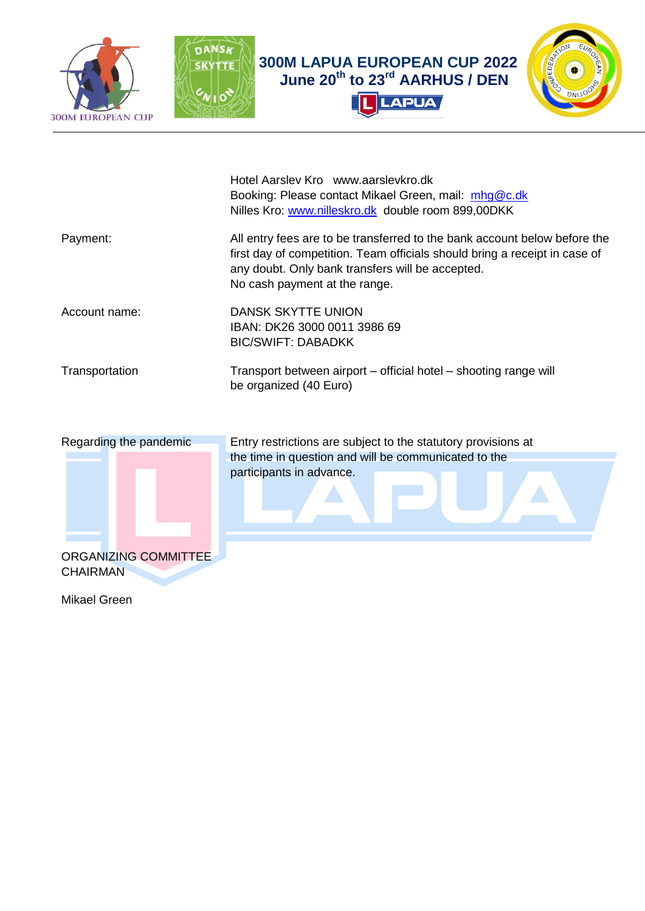Hotel Aarslev Kro www.aarslevkro.dk
Booking: Please contact Mikael Green, mail: mhg@c.dk
Nilles Kro: www.nilleskro.dk double room 899,00DKK

| | |
|---|---|
| Payment: | All entry fees are to be transferred to the bank account below before the first day of competition. Team officials should bring a receipt in case of any doubt. Only bank transfers will be accepted. No cash payment at the range. |
| Account name: | DANSK SKYTTE UNION<br>IBAN: DK26 3000 0011 3986 69<br>BIC/SWIFT: DABADKK |
| Transportation | Transport between airport – official hotel – shooting range will be organized (40 Euro) |
| Regarding the pandemic | Entry restrictions are subject to the statutory provisions at the time in question and will be communicated to the participants in advance. |

ORGANIZING COMMITTEE
CHAIRMAN

Mikael Green